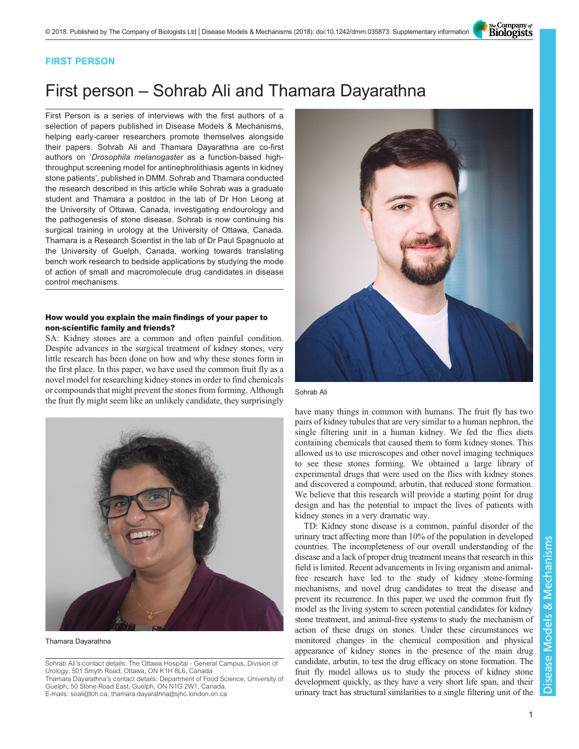FIRST PERSON

# First person – Sohrab Ali and Thamara Dayarathna

First Person is a series of interviews with the first authors of a selection of papers published in Disease Models & Mechanisms, helping early-career researchers promote themselves alongside their papers. Sohrab Ali and Thamara Dayarathna are co-first authors on '*Drosophila melanogaster* as a function-based high-throughput screening model for antinephrolithiasis agents in kidney stone patients', published in DMM. Sohrab and Thamara conducted the research described in this article while Sohrab was a graduate student and Thamara a postdoc in the lab of Dr Hon Leong at the University of Ottawa, Canada, investigating endourology and the pathogenesis of stone disease. Sohrab is now continuing his surgical training in urology at the University of Ottawa, Canada. Thamara is a Research Scientist in the lab of Dr Paul Spagnuolo at the University of Guelph, Canada, working towards translating bench work research to bedside applications by studying the mode of action of small and macromolecule drug candidates in disease control mechanisms.

Sohrab Ali

Thamara Dayarathna

Sohrab Ali's contact details: The Ottawa Hospital - General Campus, Division of Urology, 501 Smyth Road, Ottawa, ON K1H 8L6, Canada
Thamara Dayarathna's contact details: Department of Food Science, University of Guelph, 50 Stone Road East, Guelph, ON N1G 2W1, Canada.
E-mails: soali@toh.ca; thamara.dayarathna@sjhc.london.on.ca

### How would you explain the main findings of your paper to non-scientific family and friends?

SA: Kidney stones are a common and often painful condition. Despite advances in the surgical treatment of kidney stones, very little research has been done on how and why these stones form in the first place. In this paper, we have used the common fruit fly as a novel model for researching kidney stones in order to find chemicals or compounds that might prevent the stones from forming. Although the fruit fly might seem like an unlikely candidate, they surprisingly have many things in common with humans. The fruit fly has two pairs of kidney tubules that are very similar to a human nephron, the single filtering unit in a human kidney. We fed the flies diets containing chemicals that caused them to form kidney stones. This allowed us to use microscopes and other novel imaging techniques to see these stones forming. We obtained a large library of experimental drugs that were used on the flies with kidney stones and discovered a compound, arbutin, that reduced stone formation. We believe that this research will provide a starting point for drug design and has the potential to impact the lives of patients with kidney stones in a very dramatic way.

TD: Kidney stone disease is a common, painful disorder of the urinary tract affecting more than 10% of the population in developed countries. The incompleteness of our overall understanding of the disease and a lack of proper drug treatment means that research in this field is limited. Recent advancements in living organism and animal-free research have led to the study of kidney stone-forming mechanisms, and novel drug candidates to treat the disease and prevent its recurrence. In this paper we used the common fruit fly model as the living system to screen potential candidates for kidney stone treatment, and animal-free systems to study the mechanism of action of these drugs on stones. Under these circumstances we monitored changes in the chemical composition and physical appearance of kidney stones in the presence of the main drug candidate, arbutin, to test the drug efficacy on stone formation. The fruit fly model allows us to study the process of kidney stone development quickly, as they have a very short life span, and their urinary tract has structural similarities to a single filtering unit of the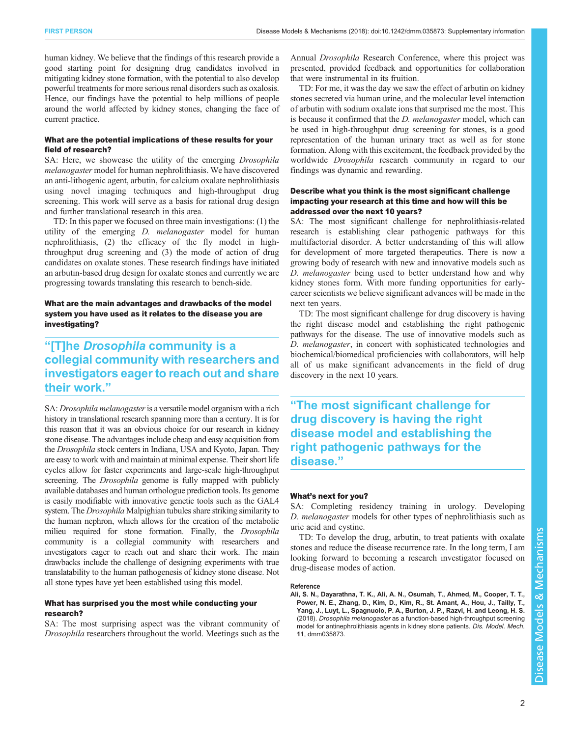human kidney. We believe that the findings of this research provide a good starting point for designing drug candidates involved in mitigating kidney stone formation, with the potential to also develop powerful treatments for more serious renal disorders such as oxalosis. Hence, our findings have the potential to help millions of people around the world affected by kidney stones, changing the face of current practice.

### What are the potential implications of these results for your field of research?

SA: Here, we showcase the utility of the emerging *Drosophila melanogaster* model for human nephrolithiasis. We have discovered an anti-lithogenic agent, arbutin, for calcium oxalate nephrolithiasis using novel imaging techniques and high-throughput drug screening. This work will serve as a basis for rational drug design and further translational research in this area.

TD: In this paper we focused on three main investigations: (1) the utility of the emerging *D. melanogaster* model for human nephrolithiasis, (2) the efficacy of the fly model in high-throughput drug screening and (3) the mode of action of drug candidates on oxalate stones. These research findings have initiated an arbutin-based drug design for oxalate stones and currently we are progressing towards translating this research to bench-side.

### What are the main advantages and drawbacks of the model system you have used as it relates to the disease you are investigating?

> "[T]he *Drosophila* community is a collegial community with researchers and investigators eager to reach out and share their work."

SA: *Drosophila melanogaster* is a versatile model organism with a rich history in translational research spanning more than a century. It is for this reason that it was an obvious choice for our research in kidney stone disease. The advantages include cheap and easy acquisition from the *Drosophila* stock centers in Indiana, USA and Kyoto, Japan. They are easy to work with and maintain at minimal expense. Their short life cycles allow for faster experiments and large-scale high-throughput screening. The *Drosophila* genome is fully mapped with publicly available databases and human orthologue prediction tools. Its genome is easily modifiable with innovative genetic tools such as the GAL4 system. The *Drosophila* Malpighian tubules share striking similarity to the human nephron, which allows for the creation of the metabolic milieu required for stone formation. Finally, the *Drosophila* community is a collegial community with researchers and investigators eager to reach out and share their work. The main drawbacks include the challenge of designing experiments with true translatability to the human pathogenesis of kidney stone disease. Not all stone types have yet been established using this model.

### What has surprised you the most while conducting your research?

SA: The most surprising aspect was the vibrant community of *Drosophila* researchers throughout the world. Meetings such as the Annual *Drosophila* Research Conference, where this project was presented, provided feedback and opportunities for collaboration that were instrumental in its fruition.

TD: For me, it was the day we saw the effect of arbutin on kidney stones secreted via human urine, and the molecular level interaction of arbutin with sodium oxalate ions that surprised me the most. This is because it confirmed that the *D. melanogaster* model, which can be used in high-throughput drug screening for stones, is a good representation of the human urinary tract as well as for stone formation. Along with this excitement, the feedback provided by the worldwide *Drosophila* research community in regard to our findings was dynamic and rewarding.

### Describe what you think is the most significant challenge impacting your research at this time and how will this be addressed over the next 10 years?

SA: The most significant challenge for nephrolithiasis-related research is establishing clear pathogenic pathways for this multifactorial disorder. A better understanding of this will allow for development of more targeted therapeutics. There is now a growing body of research with new and innovative models such as *D. melanogaster* being used to better understand how and why kidney stones form. With more funding opportunities for early-career scientists we believe significant advances will be made in the next ten years.

TD: The most significant challenge for drug discovery is having the right disease model and establishing the right pathogenic pathways for the disease. The use of innovative models such as *D. melanogaster*, in concert with sophisticated technologies and biochemical/biomedical proficiencies with collaborators, will help all of us make significant advancements in the field of drug discovery in the next 10 years.

> "The most significant challenge for drug discovery is having the right disease model and establishing the right pathogenic pathways for the disease."

### What's next for you?

SA: Completing residency training in urology. Developing *D. melanogaster* models for other types of nephrolithiasis such as uric acid and cystine.

TD: To develop the drug, arbutin, to treat patients with oxalate stones and reduce the disease recurrence rate. In the long term, I am looking forward to becoming a research investigator focused on drug-disease modes of action.

#### Reference

**Ali, S. N., Dayarathna, T. K., Ali, A. N., Osumah, T., Ahmed, M., Cooper, T. T., Power, N. E., Zhang, D., Kim, D., Kim, R., St. Amant, A., Hou, J., Tailly, T., Yang, J., Luyt, L., Spagnuolo, P. A., Burton, J. P., Razvi, H. and Leong, H. S.** (2018). *Drosophila melanogaster* as a function-based high-throughput screening model for antinephrolithiasis agents in kidney stone patients. *Dis. Model. Mech.* **11**, dmm035873.